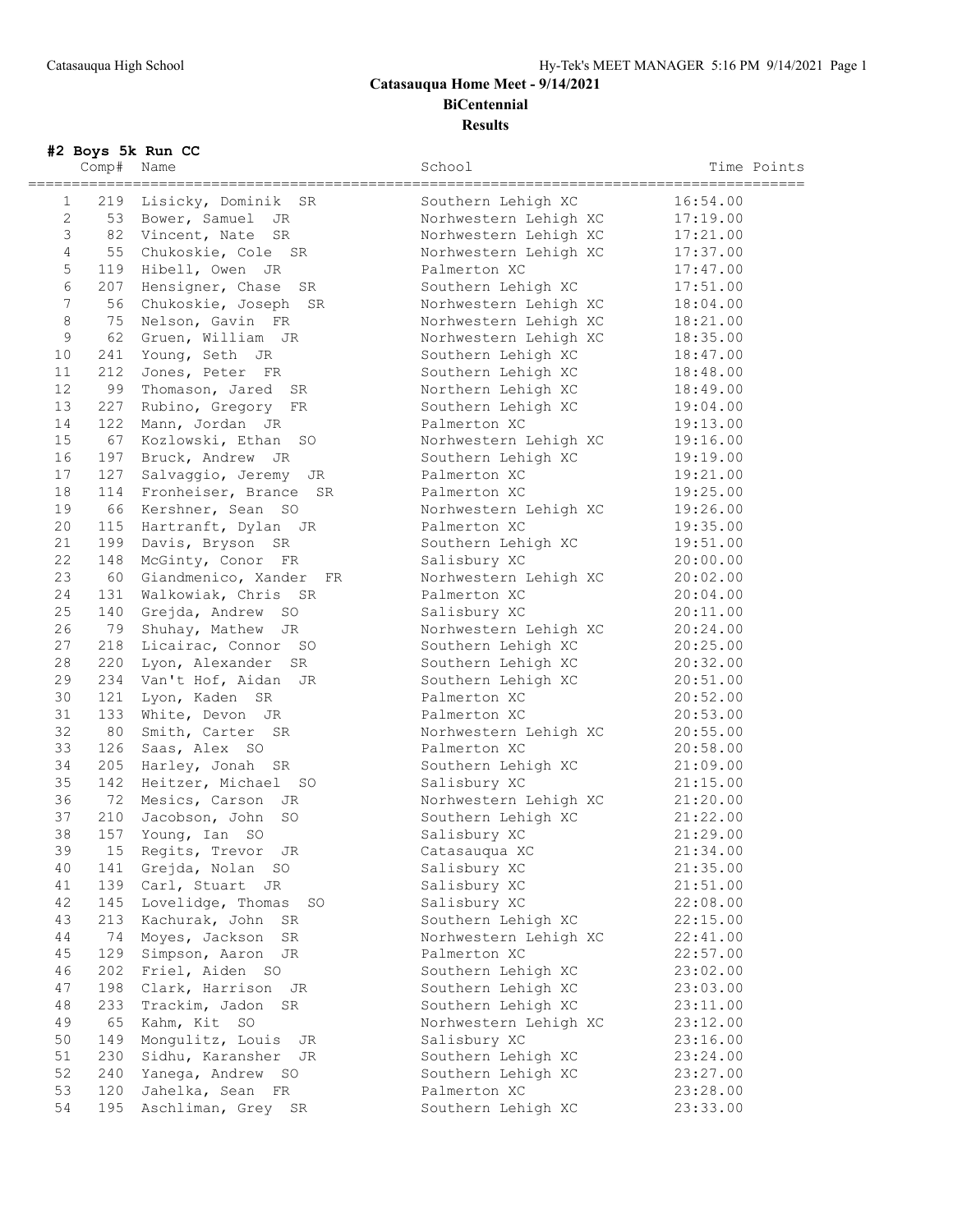# Catasauqua Home Meet - 9/14/2021

## BiCentennial

## Results

### #2 Boys 5k Run CC

| | Comp# | Name | School | Time | Points |
|---|---|---|---|---|---|
| 1 | 219 | Lisicky, Dominik SR | Southern Lehigh XC | 16:54.00 | |
| 2 | 53 | Bower, Samuel JR | Norhwestern Lehigh XC | 17:19.00 | |
| 3 | 82 | Vincent, Nate SR | Norhwestern Lehigh XC | 17:21.00 | |
| 4 | 55 | Chukoskie, Cole SR | Norhwestern Lehigh XC | 17:37.00 | |
| 5 | 119 | Hibell, Owen JR | Palmerton XC | 17:47.00 | |
| 6 | 207 | Hensigner, Chase SR | Southern Lehigh XC | 17:51.00 | |
| 7 | 56 | Chukoskie, Joseph SR | Norhwestern Lehigh XC | 18:04.00 | |
| 8 | 75 | Nelson, Gavin FR | Norhwestern Lehigh XC | 18:21.00 | |
| 9 | 62 | Gruen, William JR | Norhwestern Lehigh XC | 18:35.00 | |
| 10 | 241 | Young, Seth JR | Southern Lehigh XC | 18:47.00 | |
| 11 | 212 | Jones, Peter FR | Southern Lehigh XC | 18:48.00 | |
| 12 | 99 | Thomason, Jared SR | Northern Lehigh XC | 18:49.00 | |
| 13 | 227 | Rubino, Gregory FR | Southern Lehigh XC | 19:04.00 | |
| 14 | 122 | Mann, Jordan JR | Palmerton XC | 19:13.00 | |
| 15 | 67 | Kozlowski, Ethan SO | Norhwestern Lehigh XC | 19:16.00 | |
| 16 | 197 | Bruck, Andrew JR | Southern Lehigh XC | 19:19.00 | |
| 17 | 127 | Salvaggio, Jeremy JR | Palmerton XC | 19:21.00 | |
| 18 | 114 | Fronheiser, Brance SR | Palmerton XC | 19:25.00 | |
| 19 | 66 | Kershner, Sean SO | Norhwestern Lehigh XC | 19:26.00 | |
| 20 | 115 | Hartranft, Dylan JR | Palmerton XC | 19:35.00 | |
| 21 | 199 | Davis, Bryson SR | Southern Lehigh XC | 19:51.00 | |
| 22 | 148 | McGinty, Conor FR | Salisbury XC | 20:00.00 | |
| 23 | 60 | Giandmenico, Xander FR | Norhwestern Lehigh XC | 20:02.00 | |
| 24 | 131 | Walkowiak, Chris SR | Palmerton XC | 20:04.00 | |
| 25 | 140 | Grejda, Andrew SO | Salisbury XC | 20:11.00 | |
| 26 | 79 | Shuhay, Mathew JR | Norhwestern Lehigh XC | 20:24.00 | |
| 27 | 218 | Licairac, Connor SO | Southern Lehigh XC | 20:25.00 | |
| 28 | 220 | Lyon, Alexander SR | Southern Lehigh XC | 20:32.00 | |
| 29 | 234 | Van't Hof, Aidan JR | Southern Lehigh XC | 20:51.00 | |
| 30 | 121 | Lyon, Kaden SR | Palmerton XC | 20:52.00 | |
| 31 | 133 | White, Devon JR | Palmerton XC | 20:53.00 | |
| 32 | 80 | Smith, Carter SR | Norhwestern Lehigh XC | 20:55.00 | |
| 33 | 126 | Saas, Alex SO | Palmerton XC | 20:58.00 | |
| 34 | 205 | Harley, Jonah SR | Southern Lehigh XC | 21:09.00 | |
| 35 | 142 | Heitzer, Michael SO | Salisbury XC | 21:15.00 | |
| 36 | 72 | Mesics, Carson JR | Norhwestern Lehigh XC | 21:20.00 | |
| 37 | 210 | Jacobson, John SO | Southern Lehigh XC | 21:22.00 | |
| 38 | 157 | Young, Ian SO | Salisbury XC | 21:29.00 | |
| 39 | 15 | Regits, Trevor JR | Catasauqua XC | 21:34.00 | |
| 40 | 141 | Grejda, Nolan SO | Salisbury XC | 21:35.00 | |
| 41 | 139 | Carl, Stuart JR | Salisbury XC | 21:51.00 | |
| 42 | 145 | Lovelidge, Thomas SO | Salisbury XC | 22:08.00 | |
| 43 | 213 | Kachurak, John SR | Southern Lehigh XC | 22:15.00 | |
| 44 | 74 | Moyes, Jackson SR | Norhwestern Lehigh XC | 22:41.00 | |
| 45 | 129 | Simpson, Aaron JR | Palmerton XC | 22:57.00 | |
| 46 | 202 | Friel, Aiden SO | Southern Lehigh XC | 23:02.00 | |
| 47 | 198 | Clark, Harrison JR | Southern Lehigh XC | 23:03.00 | |
| 48 | 233 | Trackim, Jadon SR | Southern Lehigh XC | 23:11.00 | |
| 49 | 65 | Kahm, Kit SO | Norhwestern Lehigh XC | 23:12.00 | |
| 50 | 149 | Mongulitz, Louis JR | Salisbury XC | 23:16.00 | |
| 51 | 230 | Sidhu, Karansher JR | Southern Lehigh XC | 23:24.00 | |
| 52 | 240 | Yanega, Andrew SO | Southern Lehigh XC | 23:27.00 | |
| 53 | 120 | Jahelka, Sean FR | Palmerton XC | 23:28.00 | |
| 54 | 195 | Aschliman, Grey SR | Southern Lehigh XC | 23:33.00 | |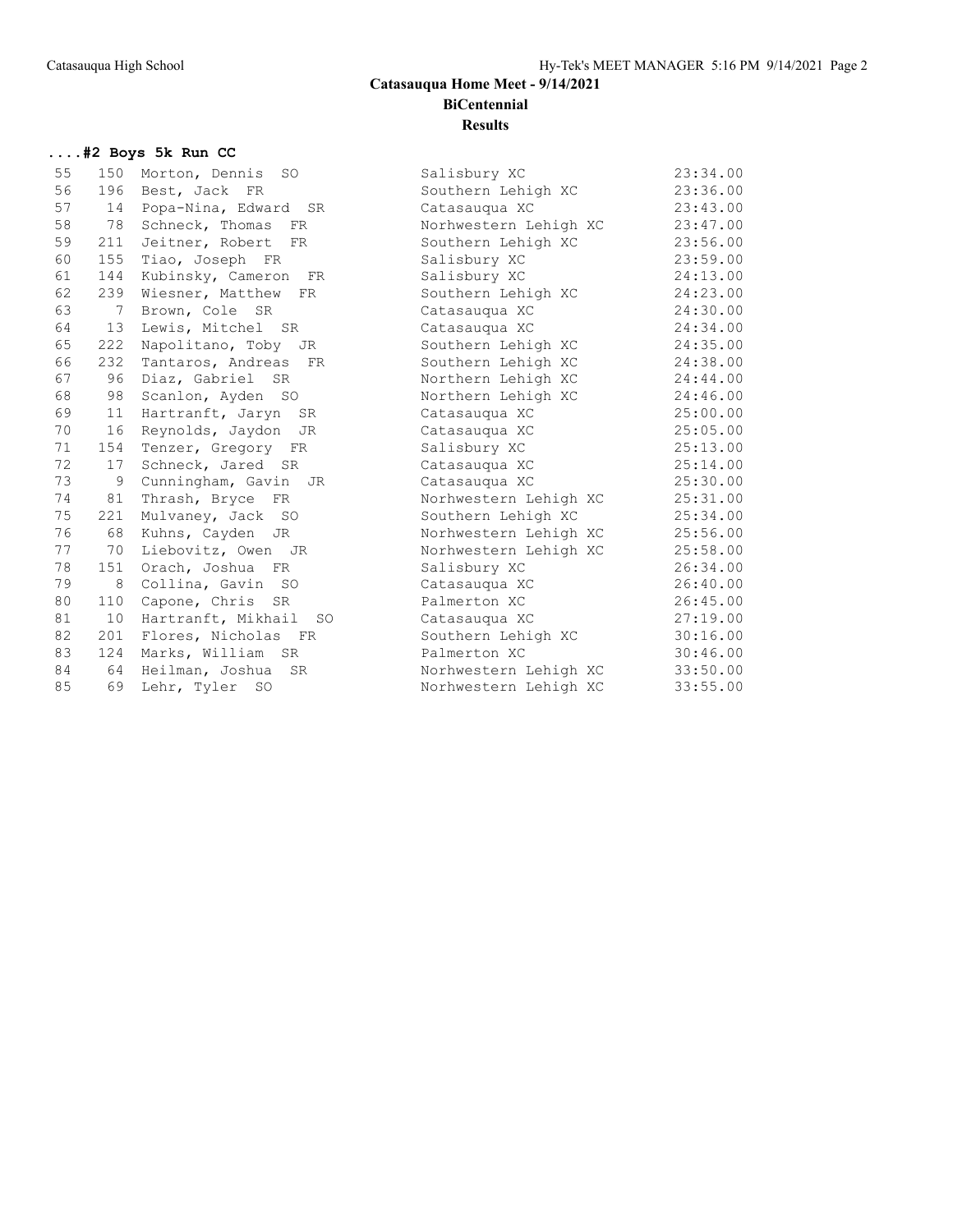# Catasauqua Home Meet - 9/14/2021

## BiCentennial

## Results

### ....#2 Boys 5k Run CC

| | | | | |
|---|---|---|---|---|
| 55 | 150 | Morton, Dennis SO | Salisbury XC | 23:34.00 |
| 56 | 196 | Best, Jack FR | Southern Lehigh XC | 23:36.00 |
| 57 | 14 | Popa-Nina, Edward SR | Catasauqua XC | 23:43.00 |
| 58 | 78 | Schneck, Thomas FR | Norhwestern Lehigh XC | 23:47.00 |
| 59 | 211 | Jeitner, Robert FR | Southern Lehigh XC | 23:56.00 |
| 60 | 155 | Tiao, Joseph FR | Salisbury XC | 23:59.00 |
| 61 | 144 | Kubinsky, Cameron FR | Salisbury XC | 24:13.00 |
| 62 | 239 | Wiesner, Matthew FR | Southern Lehigh XC | 24:23.00 |
| 63 | 7 | Brown, Cole SR | Catasauqua XC | 24:30.00 |
| 64 | 13 | Lewis, Mitchel SR | Catasauqua XC | 24:34.00 |
| 65 | 222 | Napolitano, Toby JR | Southern Lehigh XC | 24:35.00 |
| 66 | 232 | Tantaros, Andreas FR | Southern Lehigh XC | 24:38.00 |
| 67 | 96 | Diaz, Gabriel SR | Northern Lehigh XC | 24:44.00 |
| 68 | 98 | Scanlon, Ayden SO | Northern Lehigh XC | 24:46.00 |
| 69 | 11 | Hartranft, Jaryn SR | Catasauqua XC | 25:00.00 |
| 70 | 16 | Reynolds, Jaydon JR | Catasauqua XC | 25:05.00 |
| 71 | 154 | Tenzer, Gregory FR | Salisbury XC | 25:13.00 |
| 72 | 17 | Schneck, Jared SR | Catasauqua XC | 25:14.00 |
| 73 | 9 | Cunningham, Gavin JR | Catasauqua XC | 25:30.00 |
| 74 | 81 | Thrash, Bryce FR | Norhwestern Lehigh XC | 25:31.00 |
| 75 | 221 | Mulvaney, Jack SO | Southern Lehigh XC | 25:34.00 |
| 76 | 68 | Kuhns, Cayden JR | Norhwestern Lehigh XC | 25:56.00 |
| 77 | 70 | Liebovitz, Owen JR | Norhwestern Lehigh XC | 25:58.00 |
| 78 | 151 | Orach, Joshua FR | Salisbury XC | 26:34.00 |
| 79 | 8 | Collina, Gavin SO | Catasauqua XC | 26:40.00 |
| 80 | 110 | Capone, Chris SR | Palmerton XC | 26:45.00 |
| 81 | 10 | Hartranft, Mikhail SO | Catasauqua XC | 27:19.00 |
| 82 | 201 | Flores, Nicholas FR | Southern Lehigh XC | 30:16.00 |
| 83 | 124 | Marks, William SR | Palmerton XC | 30:46.00 |
| 84 | 64 | Heilman, Joshua SR | Norhwestern Lehigh XC | 33:50.00 |
| 85 | 69 | Lehr, Tyler SO | Norhwestern Lehigh XC | 33:55.00 |